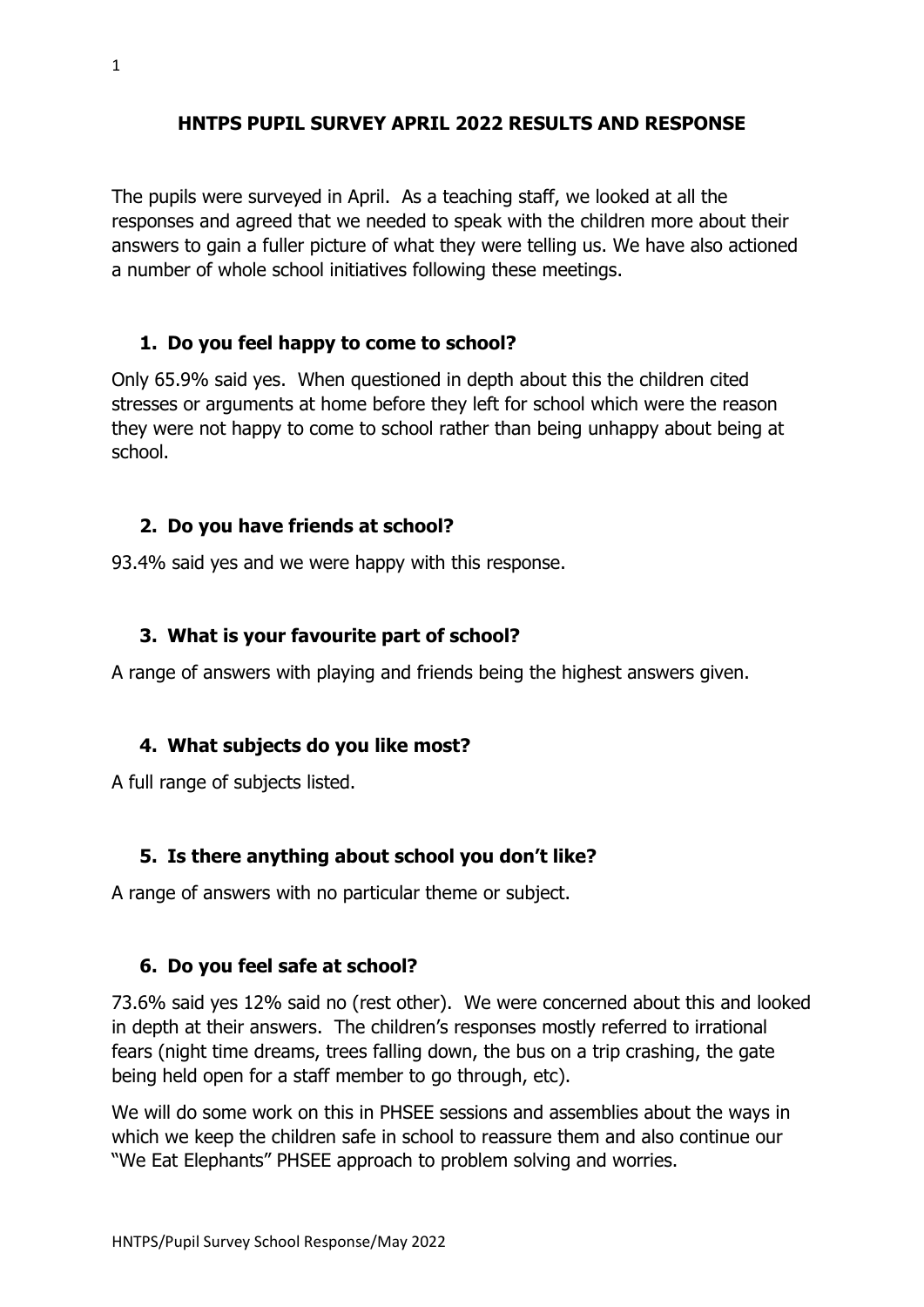# HNTPS PUPIL SURVEY APRIL 2022 RESULTS AND RESPONSE

The pupils were surveyed in April. As a teaching staff, we looked at all the responses and agreed that we needed to speak with the children more about their answers to gain a fuller picture of what they were telling us. We have also actioned a number of whole school initiatives following these meetings.

## 1. Do you feel happy to come to school?

Only 65.9% said yes. When questioned in depth about this the children cited stresses or arguments at home before they left for school which were the reason they were not happy to come to school rather than being unhappy about being at school.

## 2. Do you have friends at school?

93.4% said yes and we were happy with this response.

## 3. What is your favourite part of school?

A range of answers with playing and friends being the highest answers given.

## 4. What subjects do you like most?

A full range of subjects listed.

## 5. Is there anything about school you don't like?

A range of answers with no particular theme or subject.

## 6. Do you feel safe at school?

73.6% said yes 12% said no (rest other). We were concerned about this and looked in depth at their answers. The children's responses mostly referred to irrational fears (night time dreams, trees falling down, the bus on a trip crashing, the gate being held open for a staff member to go through, etc).

We will do some work on this in PHSEE sessions and assemblies about the ways in which we keep the children safe in school to reassure them and also continue our "We Eat Elephants" PHSEE approach to problem solving and worries.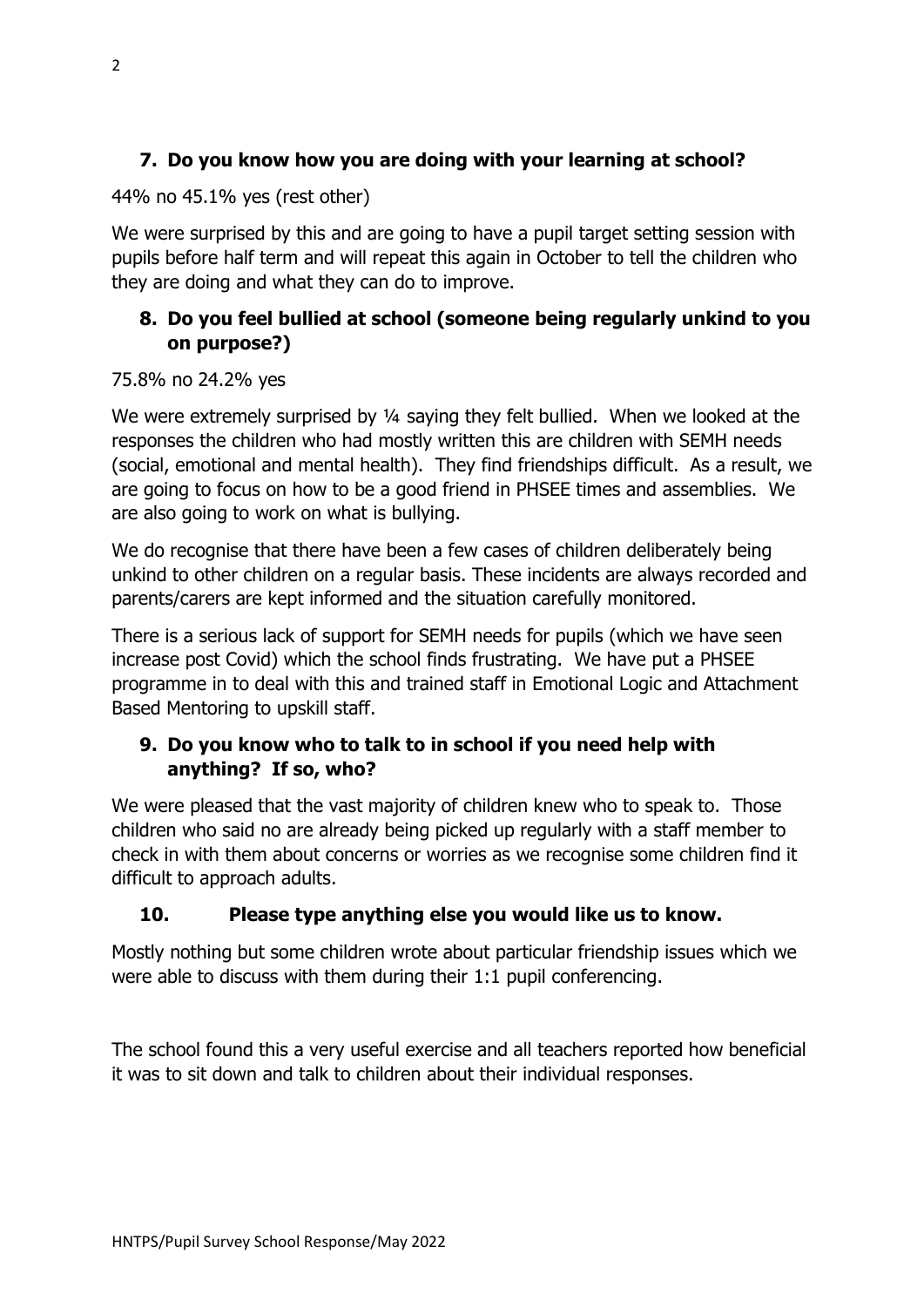**7. Do you know how you are doing with your learning at school?**

44% no 45.1% yes (rest other)

We were surprised by this and are going to have a pupil target setting session with pupils before half term and will repeat this again in October to tell the children who they are doing and what they can do to improve.

**8. Do you feel bullied at school (someone being regularly unkind to you on purpose?)**

75.8% no 24.2% yes

We were extremely surprised by ¼ saying they felt bullied. When we looked at the responses the children who had mostly written this are children with SEMH needs (social, emotional and mental health). They find friendships difficult. As a result, we are going to focus on how to be a good friend in PHSEE times and assemblies. We are also going to work on what is bullying.

We do recognise that there have been a few cases of children deliberately being unkind to other children on a regular basis. These incidents are always recorded and parents/carers are kept informed and the situation carefully monitored.

There is a serious lack of support for SEMH needs for pupils (which we have seen increase post Covid) which the school finds frustrating. We have put a PHSEE programme in to deal with this and trained staff in Emotional Logic and Attachment Based Mentoring to upskill staff.

**9. Do you know who to talk to in school if you need help with anything? If so, who?**

We were pleased that the vast majority of children knew who to speak to. Those children who said no are already being picked up regularly with a staff member to check in with them about concerns or worries as we recognise some children find it difficult to approach adults.

**10. Please type anything else you would like us to know.**

Mostly nothing but some children wrote about particular friendship issues which we were able to discuss with them during their 1:1 pupil conferencing.

The school found this a very useful exercise and all teachers reported how beneficial it was to sit down and talk to children about their individual responses.